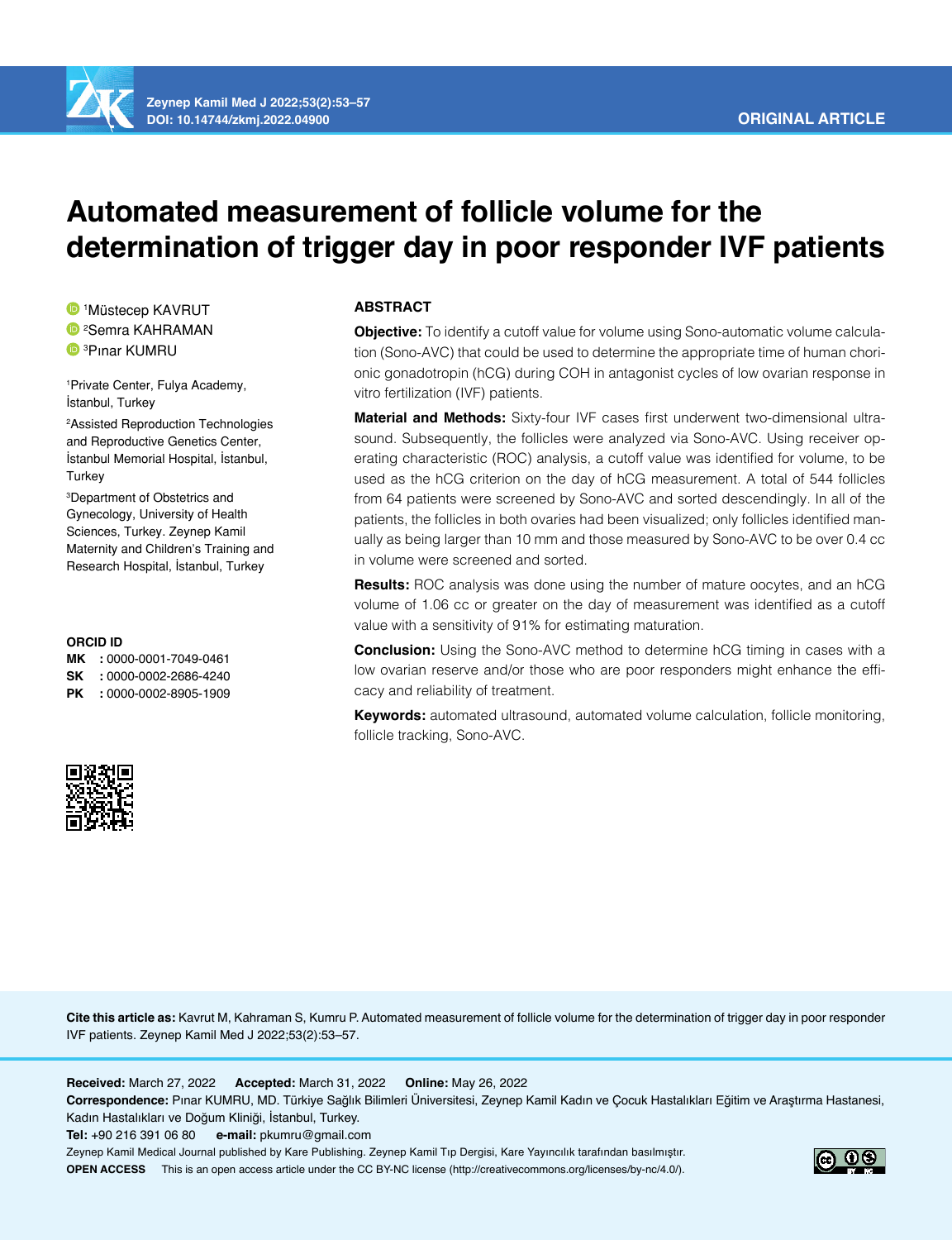ORIGINAL ARTICLE

# Automated measurement of follicle volume for the determination of trigger day in poor responder IVF patients

[1]Müstecep KAVRUT
[2]Semra KAHRAMAN
[3]Pınar KUMRU

[1]Private Center, Fulya Academy, İstanbul, Turkey

[2]Assisted Reproduction Technologies and Reproductive Genetics Center, İstanbul Memorial Hospital, İstanbul, Turkey

[3]Department of Obstetrics and Gynecology, University of Health Sciences, Turkey. Zeynep Kamil Maternity and Children's Training and Research Hospital, İstanbul, Turkey

**ORCID ID**

**MK** : 0000-0001-7049-0461
**SK** : 0000-0002-2686-4240
**PK** : 0000-0002-8905-1909

## ABSTRACT

**Objective:** To identify a cutoff value for volume using Sono-automatic volume calculation (Sono-AVC) that could be used to determine the appropriate time of human chorionic gonadotropin (hCG) during COH in antagonist cycles of low ovarian response in vitro fertilization (IVF) patients.

**Material and Methods:** Sixty-four IVF cases first underwent two-dimensional ultrasound. Subsequently, the follicles were analyzed via Sono-AVC. Using receiver operating characteristic (ROC) analysis, a cutoff value was identified for volume, to be used as the hCG criterion on the day of hCG measurement. A total of 544 follicles from 64 patients were screened by Sono-AVC and sorted descendingly. In all of the patients, the follicles in both ovaries had been visualized; only follicles identified manually as being larger than 10 mm and those measured by Sono-AVC to be over 0.4 cc in volume were screened and sorted.

**Results:** ROC analysis was done using the number of mature oocytes, and an hCG volume of 1.06 cc or greater on the day of measurement was identified as a cutoff value with a sensitivity of 91% for estimating maturation.

**Conclusion:** Using the Sono-AVC method to determine hCG timing in cases with a low ovarian reserve and/or those who are poor responders might enhance the efficacy and reliability of treatment.

**Keywords:** automated ultrasound, automated volume calculation, follicle monitoring, follicle tracking, Sono-AVC.

**Cite this article as:** Kavrut M, Kahraman S, Kumru P. Automated measurement of follicle volume for the determination of trigger day in poor responder IVF patients. Zeynep Kamil Med J 2022;53(2):53–57.

**Received:** March 27, 2022 **Accepted:** March 31, 2022 **Online:** May 26, 2022

**Correspondence:** Pınar KUMRU, MD. Türkiye Sağlık Bilimleri Üniversitesi, Zeynep Kamil Kadın ve Çocuk Hastalıkları Eğitim ve Araştırma Hastanesi, Kadın Hastalıkları ve Doğum Kliniği, İstanbul, Turkey.

**Tel:** +90 216 391 06 80 **e-mail:** pkumru@gmail.com

Zeynep Kamil Medical Journal published by Kare Publishing. Zeynep Kamil Tıp Dergisi, Kare Yayıncılık tarafından basılmıştır.

**OPEN ACCESS** This is an open access article under the CC BY-NC license (http://creativecommons.org/licenses/by-nc/4.0/).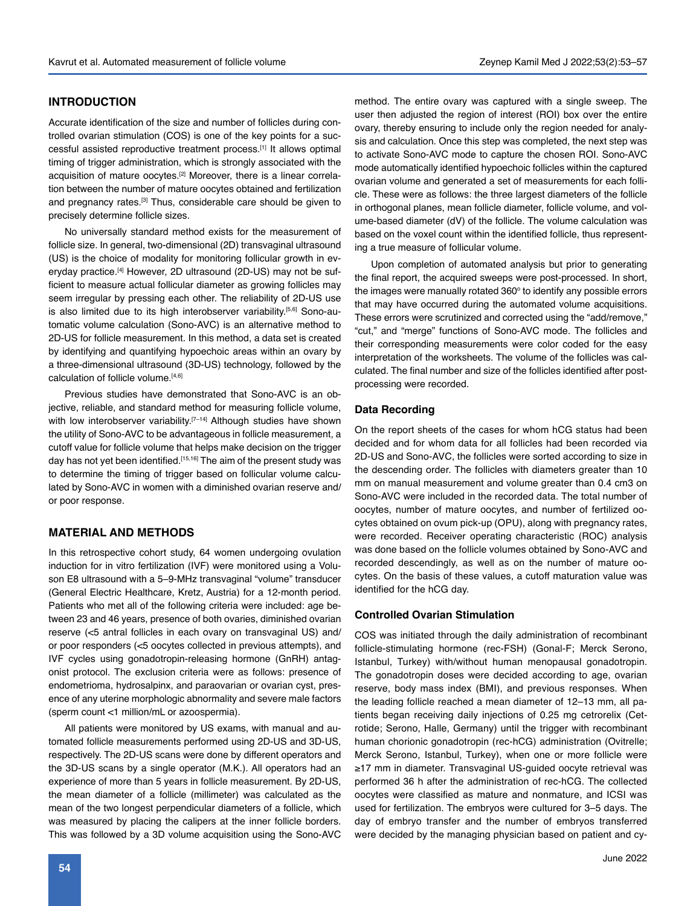## INTRODUCTION

Accurate identification of the size and number of follicles during controlled ovarian stimulation (COS) is one of the key points for a successful assisted reproductive treatment process.[1] It allows optimal timing of trigger administration, which is strongly associated with the acquisition of mature oocytes.[2] Moreover, there is a linear correlation between the number of mature oocytes obtained and fertilization and pregnancy rates.[3] Thus, considerable care should be given to precisely determine follicle sizes.

No universally standard method exists for the measurement of follicle size. In general, two-dimensional (2D) transvaginal ultrasound (US) is the choice of modality for monitoring follicular growth in everyday practice.[4] However, 2D ultrasound (2D-US) may not be sufficient to measure actual follicular diameter as growing follicles may seem irregular by pressing each other. The reliability of 2D-US use is also limited due to its high interobserver variability.[5,6] Sono-automatic volume calculation (Sono-AVC) is an alternative method to 2D-US for follicle measurement. In this method, a data set is created by identifying and quantifying hypoechoic areas within an ovary by a three-dimensional ultrasound (3D-US) technology, followed by the calculation of follicle volume.[4,6]

Previous studies have demonstrated that Sono-AVC is an objective, reliable, and standard method for measuring follicle volume, with low interobserver variability.[7–14] Although studies have shown the utility of Sono-AVC to be advantageous in follicle measurement, a cutoff value for follicle volume that helps make decision on the trigger day has not yet been identified.[15,16] The aim of the present study was to determine the timing of trigger based on follicular volume calculated by Sono-AVC in women with a diminished ovarian reserve and/or poor response.

## MATERIAL AND METHODS

In this retrospective cohort study, 64 women undergoing ovulation induction for in vitro fertilization (IVF) were monitored using a Voluson E8 ultrasound with a 5–9-MHz transvaginal "volume" transducer (General Electric Healthcare, Kretz, Austria) for a 12-month period. Patients who met all of the following criteria were included: age between 23 and 46 years, presence of both ovaries, diminished ovarian reserve (<5 antral follicles in each ovary on transvaginal US) and/or poor responders (<5 oocytes collected in previous attempts), and IVF cycles using gonadotropin-releasing hormone (GnRH) antagonist protocol. The exclusion criteria were as follows: presence of endometrioma, hydrosalpinx, and paraovarian or ovarian cyst, presence of any uterine morphologic abnormality and severe male factors (sperm count <1 million/mL or azoospermia).

All patients were monitored by US exams, with manual and automated follicle measurements performed using 2D-US and 3D-US, respectively. The 2D-US scans were done by different operators and the 3D-US scans by a single operator (M.K.). All operators had an experience of more than 5 years in follicle measurement. By 2D-US, the mean diameter of a follicle (millimeter) was calculated as the mean of the two longest perpendicular diameters of a follicle, which was measured by placing the calipers at the inner follicle borders. This was followed by a 3D volume acquisition using the Sono-AVC method. The entire ovary was captured with a single sweep. The user then adjusted the region of interest (ROI) box over the entire ovary, thereby ensuring to include only the region needed for analysis and calculation. Once this step was completed, the next step was to activate Sono-AVC mode to capture the chosen ROI. Sono-AVC mode automatically identified hypoechoic follicles within the captured ovarian volume and generated a set of measurements for each follicle. These were as follows: the three largest diameters of the follicle in orthogonal planes, mean follicle diameter, follicle volume, and volume-based diameter (dV) of the follicle. The volume calculation was based on the voxel count within the identified follicle, thus representing a true measure of follicular volume.

Upon completion of automated analysis but prior to generating the final report, the acquired sweeps were post-processed. In short, the images were manually rotated 360° to identify any possible errors that may have occurred during the automated volume acquisitions. These errors were scrutinized and corrected using the "add/remove," "cut," and "merge" functions of Sono-AVC mode. The follicles and their corresponding measurements were color coded for the easy interpretation of the worksheets. The volume of the follicles was calculated. The final number and size of the follicles identified after post-processing were recorded.

### Data Recording

On the report sheets of the cases for whom hCG status had been decided and for whom data for all follicles had been recorded via 2D-US and Sono-AVC, the follicles were sorted according to size in the descending order. The follicles with diameters greater than 10 mm on manual measurement and volume greater than 0.4 cm3 on Sono-AVC were included in the recorded data. The total number of oocytes, number of mature oocytes, and number of fertilized oocytes obtained on ovum pick-up (OPU), along with pregnancy rates, were recorded. Receiver operating characteristic (ROC) analysis was done based on the follicle volumes obtained by Sono-AVC and recorded descendingly, as well as on the number of mature oocytes. On the basis of these values, a cutoff maturation value was identified for the hCG day.

### Controlled Ovarian Stimulation

COS was initiated through the daily administration of recombinant follicle-stimulating hormone (rec-FSH) (Gonal-F; Merck Serono, Istanbul, Turkey) with/without human menopausal gonadotropin. The gonadotropin doses were decided according to age, ovarian reserve, body mass index (BMI), and previous responses. When the leading follicle reached a mean diameter of 12–13 mm, all patients began receiving daily injections of 0.25 mg cetrorelix (Cetrotide; Serono, Halle, Germany) until the trigger with recombinant human chorionic gonadotropin (rec-hCG) administration (Ovitrelle; Merck Serono, Istanbul, Turkey), when one or more follicle were ≥17 mm in diameter. Transvaginal US-guided oocyte retrieval was performed 36 h after the administration of rec-hCG. The collected oocytes were classified as mature and nonmature, and ICSI was used for fertilization. The embryos were cultured for 3–5 days. The day of embryo transfer and the number of embryos transferred were decided by the managing physician based on patient and cy-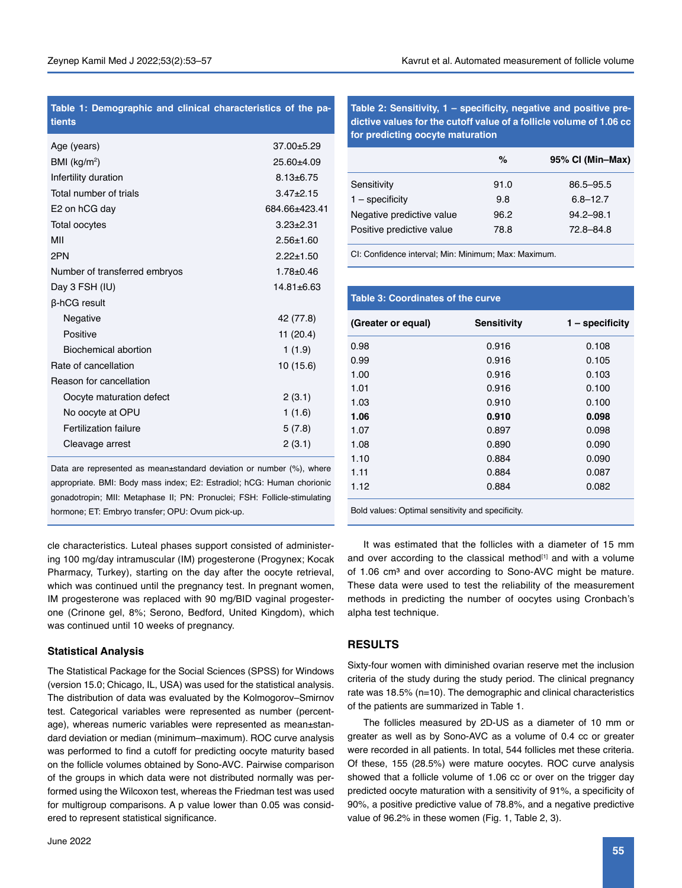**Table 1: Demographic and clinical characteristics of the patients**

| | |
|---|---|
| Age (years) | 37.00±5.29 |
| BMI (kg/m$^2$) | 25.60±4.09 |
| Infertility duration | 8.13±6.75 |
| Total number of trials | 3.47±2.15 |
| E2 on hCG day | 684.66±423.41 |
| Total oocytes | 3.23±2.31 |
| MII | 2.56±1.60 |
| 2PN | 2.22±1.50 |
| Number of transferred embryos | 1.78±0.46 |
| Day 3 FSH (IU) | 14.81±6.63 |
| β-hCG result | |
| Negative | 42 (77.8) |
| Positive | 11 (20.4) |
| Biochemical abortion | 1 (1.9) |
| Rate of cancellation | 10 (15.6) |
| Reason for cancellation | |
| Oocyte maturation defect | 2 (3.1) |
| No oocyte at OPU | 1 (1.6) |
| Fertilization failure | 5 (7.8) |
| Cleavage arrest | 2 (3.1) |

Data are represented as mean±standard deviation or number (%), where appropriate. BMI: Body mass index; E2: Estradiol; hCG: Human chorionic gonadotropin; MII: Metaphase II; PN: Pronuclei; FSH: Follicle-stimulating hormone; ET: Embryo transfer; OPU: Ovum pick-up.

**Table 2: Sensitivity, 1 – specificity, negative and positive predictive values for the cutoff value of a follicle volume of 1.06 cc for predicting oocyte maturation**

| | % | 95% CI (Min–Max) |
|---|---|---|
| Sensitivity | 91.0 | 86.5–95.5 |
| 1 – specificity | 9.8 | 6.8–12.7 |
| Negative predictive value | 96.2 | 94.2–98.1 |
| Positive predictive value | 78.8 | 72.8–84.8 |

CI: Confidence interval; Min: Minimum; Max: Maximum.

**Table 3: Coordinates of the curve**

| (Greater or equal) | Sensitivity | 1 – specificity |
|---|---|---|
| 0.98 | 0.916 | 0.108 |
| 0.99 | 0.916 | 0.105 |
| 1.00 | 0.916 | 0.103 |
| 1.01 | 0.916 | 0.100 |
| 1.03 | 0.910 | 0.100 |
| **1.06** | **0.910** | **0.098** |
| 1.07 | 0.897 | 0.098 |
| 1.08 | 0.890 | 0.090 |
| 1.10 | 0.884 | 0.090 |
| 1.11 | 0.884 | 0.087 |
| 1.12 | 0.884 | 0.082 |

Bold values: Optimal sensitivity and specificity.

cle characteristics. Luteal phases support consisted of administering 100 mg/day intramuscular (IM) progesterone (Progynex; Kocak Pharmacy, Turkey), starting on the day after the oocyte retrieval, which was continued until the pregnancy test. In pregnant women, IM progesterone was replaced with 90 mg/BID vaginal progesterone (Crinone gel, 8%; Serono, Bedford, United Kingdom), which was continued until 10 weeks of pregnancy.

### Statistical Analysis

The Statistical Package for the Social Sciences (SPSS) for Windows (version 15.0; Chicago, IL, USA) was used for the statistical analysis. The distribution of data was evaluated by the Kolmogorov–Smirnov test. Categorical variables were represented as number (percentage), whereas numeric variables were represented as mean±standard deviation or median (minimum–maximum). ROC curve analysis was performed to find a cutoff for predicting oocyte maturity based on the follicle volumes obtained by Sono-AVC. Pairwise comparison of the groups in which data were not distributed normally was performed using the Wilcoxon test, whereas the Friedman test was used for multigroup comparisons. A p value lower than 0.05 was considered to represent statistical significance.

It was estimated that the follicles with a diameter of 15 mm and over according to the classical method[1] and with a volume of 1.06 cm³ and over according to Sono-AVC might be mature. These data were used to test the reliability of the measurement methods in predicting the number of oocytes using Cronbach's alpha test technique.

## RESULTS

Sixty-four women with diminished ovarian reserve met the inclusion criteria of the study during the study period. The clinical pregnancy rate was 18.5% (n=10). The demographic and clinical characteristics of the patients are summarized in Table 1.

The follicles measured by 2D-US as a diameter of 10 mm or greater as well as by Sono-AVC as a volume of 0.4 cc or greater were recorded in all patients. In total, 544 follicles met these criteria. Of these, 155 (28.5%) were mature oocytes. ROC curve analysis showed that a follicle volume of 1.06 cc or over on the trigger day predicted oocyte maturation with a sensitivity of 91%, a specificity of 90%, a positive predictive value of 78.8%, and a negative predictive value of 96.2% in these women (Fig. 1, Table 2, 3).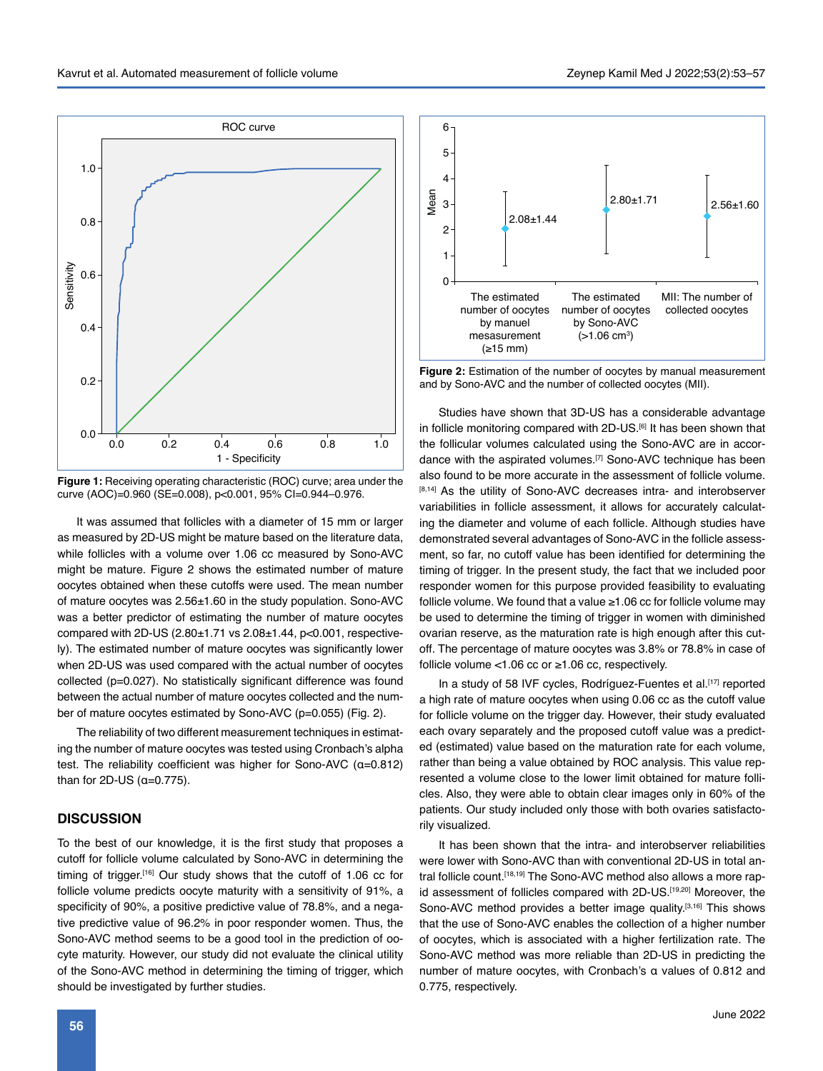Figure 1: Receiving operating characteristic (ROC) curve; area under the curve (AOC)=0.960 (SE=0.008), p<0.001, 95% CI=0.944–0.976.

It was assumed that follicles with a diameter of 15 mm or larger as measured by 2D-US might be mature based on the literature data, while follicles with a volume over 1.06 cc measured by Sono-AVC might be mature. Figure 2 shows the estimated number of mature oocytes obtained when these cutoffs were used. The mean number of mature oocytes was 2.56±1.60 in the study population. Sono-AVC was a better predictor of estimating the number of mature oocytes compared with 2D-US (2.80±1.71 vs 2.08±1.44, p<0.001, respectively). The estimated number of mature oocytes was significantly lower when 2D-US was used compared with the actual number of oocytes collected (p=0.027). No statistically significant difference was found between the actual number of mature oocytes collected and the number of mature oocytes estimated by Sono-AVC (p=0.055) (Fig. 2).

The reliability of two different measurement techniques in estimating the number of mature oocytes was tested using Cronbach's alpha test. The reliability coefficient was higher for Sono-AVC (α=0.812) than for 2D-US (α=0.775).

Figure 2: Estimation of the number of oocytes by manual measurement and by Sono-AVC and the number of collected oocytes (MII).

## DISCUSSION

To the best of our knowledge, it is the first study that proposes a cutoff for follicle volume calculated by Sono-AVC in determining the timing of trigger.[16] Our study shows that the cutoff of 1.06 cc for follicle volume predicts oocyte maturity with a sensitivity of 91%, a specificity of 90%, a positive predictive value of 78.8%, and a negative predictive value of 96.2% in poor responder women. Thus, the Sono-AVC method seems to be a good tool in the prediction of oocyte maturity. However, our study did not evaluate the clinical utility of the Sono-AVC method in determining the timing of trigger, which should be investigated by further studies.

Studies have shown that 3D-US has a considerable advantage in follicle monitoring compared with 2D-US.[6] It has been shown that the follicular volumes calculated using the Sono-AVC are in accordance with the aspirated volumes.[7] Sono-AVC technique has been also found to be more accurate in the assessment of follicle volume.[8,14] As the utility of Sono-AVC decreases intra- and interobserver variabilities in follicle assessment, it allows for accurately calculating the diameter and volume of each follicle. Although studies have demonstrated several advantages of Sono-AVC in the follicle assessment, so far, no cutoff value has been identified for determining the timing of trigger. In the present study, the fact that we included poor responder women for this purpose provided feasibility to evaluating follicle volume. We found that a value ≥1.06 cc for follicle volume may be used to determine the timing of trigger in women with diminished ovarian reserve, as the maturation rate is high enough after this cutoff. The percentage of mature oocytes was 3.8% or 78.8% in case of follicle volume <1.06 cc or ≥1.06 cc, respectively.

In a study of 58 IVF cycles, Rodríguez-Fuentes et al.[17] reported a high rate of mature oocytes when using 0.06 cc as the cutoff value for follicle volume on the trigger day. However, their study evaluated each ovary separately and the proposed cutoff value was a predicted (estimated) value based on the maturation rate for each volume, rather than being a value obtained by ROC analysis. This value represented a volume close to the lower limit obtained for mature follicles. Also, they were able to obtain clear images only in 60% of the patients. Our study included only those with both ovaries satisfactorily visualized.

It has been shown that the intra- and interobserver reliabilities were lower with Sono-AVC than with conventional 2D-US in total antral follicle count.[18,19] The Sono-AVC method also allows a more rapid assessment of follicles compared with 2D-US.[19,20] Moreover, the Sono-AVC method provides a better image quality.[3,16] This shows that the use of Sono-AVC enables the collection of a higher number of oocytes, which is associated with a higher fertilization rate. The Sono-AVC method was more reliable than 2D-US in predicting the number of mature oocytes, with Cronbach's α values of 0.812 and 0.775, respectively.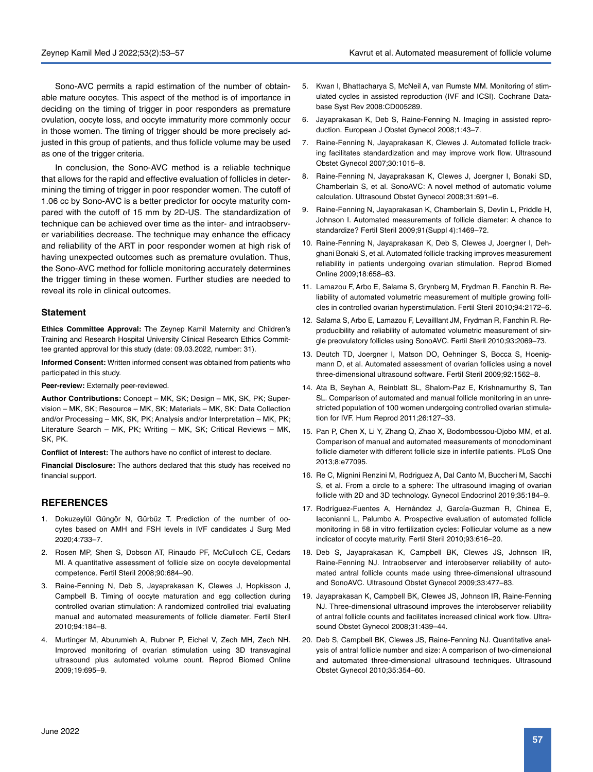Sono-AVC permits a rapid estimation of the number of obtainable mature oocytes. This aspect of the method is of importance in deciding on the timing of trigger in poor responders as premature ovulation, oocyte loss, and oocyte immaturity more commonly occur in those women. The timing of trigger should be more precisely adjusted in this group of patients, and thus follicle volume may be used as one of the trigger criteria.

In conclusion, the Sono-AVC method is a reliable technique that allows for the rapid and effective evaluation of follicles in determining the timing of trigger in poor responder women. The cutoff of 1.06 cc by Sono-AVC is a better predictor for oocyte maturity compared with the cutoff of 15 mm by 2D-US. The standardization of technique can be achieved over time as the inter- and intraobserver variabilities decrease. The technique may enhance the efficacy and reliability of the ART in poor responder women at high risk of having unexpected outcomes such as premature ovulation. Thus, the Sono-AVC method for follicle monitoring accurately determines the trigger timing in these women. Further studies are needed to reveal its role in clinical outcomes.

## Statement

**Ethics Committee Approval:** The Zeynep Kamil Maternity and Children's Training and Research Hospital University Clinical Research Ethics Committee granted approval for this study (date: 09.03.2022, number: 31).

**Informed Consent:** Written informed consent was obtained from patients who participated in this study.

**Peer-review:** Externally peer-reviewed.

**Author Contributions:** Concept – MK, SK; Design – MK, SK, PK; Supervision – MK, SK; Resource – MK, SK; Materials – MK, SK; Data Collection and/or Processing – MK, SK, PK; Analysis and/or Interpretation – MK, PK; Literature Search – MK, PK; Writing – MK, SK; Critical Reviews – MK, SK, PK.

**Conflict of Interest:** The authors have no conflict of interest to declare.

**Financial Disclosure:** The authors declared that this study has received no financial support.

## REFERENCES

1. Dokuzeylül Güngör N, Gürbüz T. Prediction of the number of oocytes based on AMH and FSH levels in IVF candidates J Surg Med 2020;4:733–7.
2. Rosen MP, Shen S, Dobson AT, Rinaudo PF, McCulloch CE, Cedars MI. A quantitative assessment of follicle size on oocyte developmental competence. Fertil Steril 2008;90:684–90.
3. Raine-Fenning N, Deb S, Jayaprakasan K, Clewes J, Hopkisson J, Campbell B. Timing of oocyte maturation and egg collection during controlled ovarian stimulation: A randomized controlled trial evaluating manual and automated measurements of follicle diameter. Fertil Steril 2010;94:184–8.
4. Murtinger M, Aburumieh A, Rubner P, Eichel V, Zech MH, Zech NH. Improved monitoring of ovarian stimulation using 3D transvaginal ultrasound plus automated volume count. Reprod Biomed Online 2009;19:695–9.
5. Kwan I, Bhattacharya S, McNeil A, van Rumste MM. Monitoring of stimulated cycles in assisted reproduction (IVF and ICSI). Cochrane Database Syst Rev 2008:CD005289.
6. Jayaprakasan K, Deb S, Raine-Fenning N. Imaging in assisted reproduction. European J Obstet Gynecol 2008;1:43–7.
7. Raine-Fenning N, Jayaprakasan K, Clewes J. Automated follicle tracking facilitates standardization and may improve work flow. Ultrasound Obstet Gynecol 2007;30:1015–8.
8. Raine-Fenning N, Jayaprakasan K, Clewes J, Joergner I, Bonaki SD, Chamberlain S, et al. SonoAVC: A novel method of automatic volume calculation. Ultrasound Obstet Gynecol 2008;31:691–6.
9. Raine-Fenning N, Jayaprakasan K, Chamberlain S, Devlin L, Priddle H, Johnson I. Automated measurements of follicle diameter: A chance to standardize? Fertil Steril 2009;91(Suppl 4):1469–72.
10. Raine-Fenning N, Jayaprakasan K, Deb S, Clewes J, Joergner I, Dehghani Bonaki S, et al. Automated follicle tracking improves measurement reliability in patients undergoing ovarian stimulation. Reprod Biomed Online 2009;18:658–63.
11. Lamazou F, Arbo E, Salama S, Grynberg M, Frydman R, Fanchin R. Reliability of automated volumetric measurement of multiple growing follicles in controlled ovarian hyperstimulation. Fertil Steril 2010;94:2172–6.
12. Salama S, Arbo E, Lamazou F, Levailllant JM, Frydman R, Fanchin R. Reproducibility and reliability of automated volumetric measurement of single preovulatory follicles using SonoAVC. Fertil Steril 2010;93:2069–73.
13. Deutch TD, Joergner I, Matson DO, Oehninger S, Bocca S, Hoenigmann D, et al. Automated assessment of ovarian follicles using a novel three-dimensional ultrasound software. Fertil Steril 2009;92:1562–8.
14. Ata B, Seyhan A, Reinblatt SL, Shalom-Paz E, Krishnamurthy S, Tan SL. Comparison of automated and manual follicle monitoring in an unrestricted population of 100 women undergoing controlled ovarian stimulation for IVF. Hum Reprod 2011;26:127–33.
15. Pan P, Chen X, Li Y, Zhang Q, Zhao X, Bodombossou-Djobo MM, et al. Comparison of manual and automated measurements of monodominant follicle diameter with different follicle size in infertile patients. PLoS One 2013;8:e77095.
16. Re C, Mignini Renzini M, Rodriguez A, Dal Canto M, Buccheri M, Sacchi S, et al. From a circle to a sphere: The ultrasound imaging of ovarian follicle with 2D and 3D technology. Gynecol Endocrinol 2019;35:184–9.
17. Rodríguez-Fuentes A, Hernández J, García-Guzman R, Chinea E, Iaconianni L, Palumbo A. Prospective evaluation of automated follicle monitoring in 58 in vitro fertilization cycles: Follicular volume as a new indicator of oocyte maturity. Fertil Steril 2010;93:616–20.
18. Deb S, Jayaprakasan K, Campbell BK, Clewes JS, Johnson IR, Raine-Fenning NJ. Intraobserver and interobserver reliability of automated antral follicle counts made using three-dimensional ultrasound and SonoAVC. Ultrasound Obstet Gynecol 2009;33:477–83.
19. Jayaprakasan K, Campbell BK, Clewes JS, Johnson IR, Raine-Fenning NJ. Three-dimensional ultrasound improves the interobserver reliability of antral follicle counts and facilitates increased clinical work flow. Ultrasound Obstet Gynecol 2008;31:439–44.
20. Deb S, Campbell BK, Clewes JS, Raine-Fenning NJ. Quantitative analysis of antral follicle number and size: A comparison of two-dimensional and automated three-dimensional ultrasound techniques. Ultrasound Obstet Gynecol 2010;35:354–60.